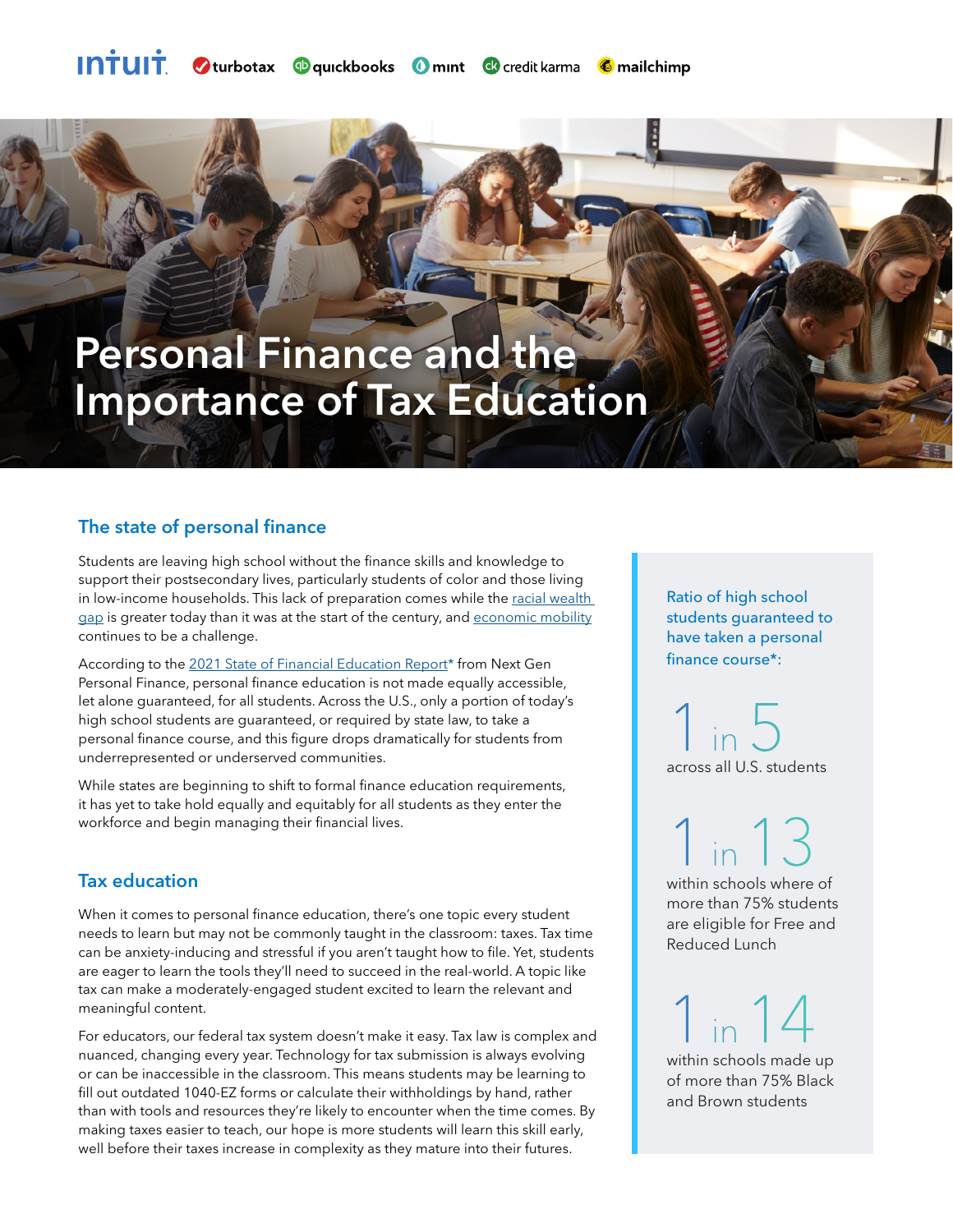intuit turbotax quickbooks mint credit karma mailchimp

# Personal Finance and the Importance of Tax Education

## The state of personal finance

Students are leaving high school without the finance skills and knowledge to support their postsecondary lives, particularly students of color and those living in low-income households. This lack of preparation comes while the racial wealth gap is greater today than it was at the start of the century, and economic mobility continues to be a challenge.

According to the 2021 State of Financial Education Report* from Next Gen Personal Finance, personal finance education is not made equally accessible, let alone guaranteed, for all students. Across the U.S., only a portion of today's high school students are guaranteed, or required by state law, to take a personal finance course, and this figure drops dramatically for students from underrepresented or underserved communities.

While states are beginning to shift to formal finance education requirements, it has yet to take hold equally and equitably for all students as they enter the workforce and begin managing their financial lives.

## Tax education

When it comes to personal finance education, there's one topic every student needs to learn but may not be commonly taught in the classroom: taxes. Tax time can be anxiety-inducing and stressful if you aren't taught how to file. Yet, students are eager to learn the tools they'll need to succeed in the real-world. A topic like tax can make a moderately-engaged student excited to learn the relevant and meaningful content.

For educators, our federal tax system doesn't make it easy. Tax law is complex and nuanced, changing every year. Technology for tax submission is always evolving or can be inaccessible in the classroom. This means students may be learning to fill out outdated 1040-EZ forms or calculate their withholdings by hand, rather than with tools and resources they're likely to encounter when the time comes. By making taxes easier to teach, our hope is more students will learn this skill early, well before their taxes increase in complexity as they mature into their futures.

**Ratio of high school students guaranteed to have taken a personal finance course*:**

**1 in 5**
across all U.S. students

**1 in 13**
within schools where of more than 75% students are eligible for Free and Reduced Lunch

**1 in 14**
within schools made up of more than 75% Black and Brown students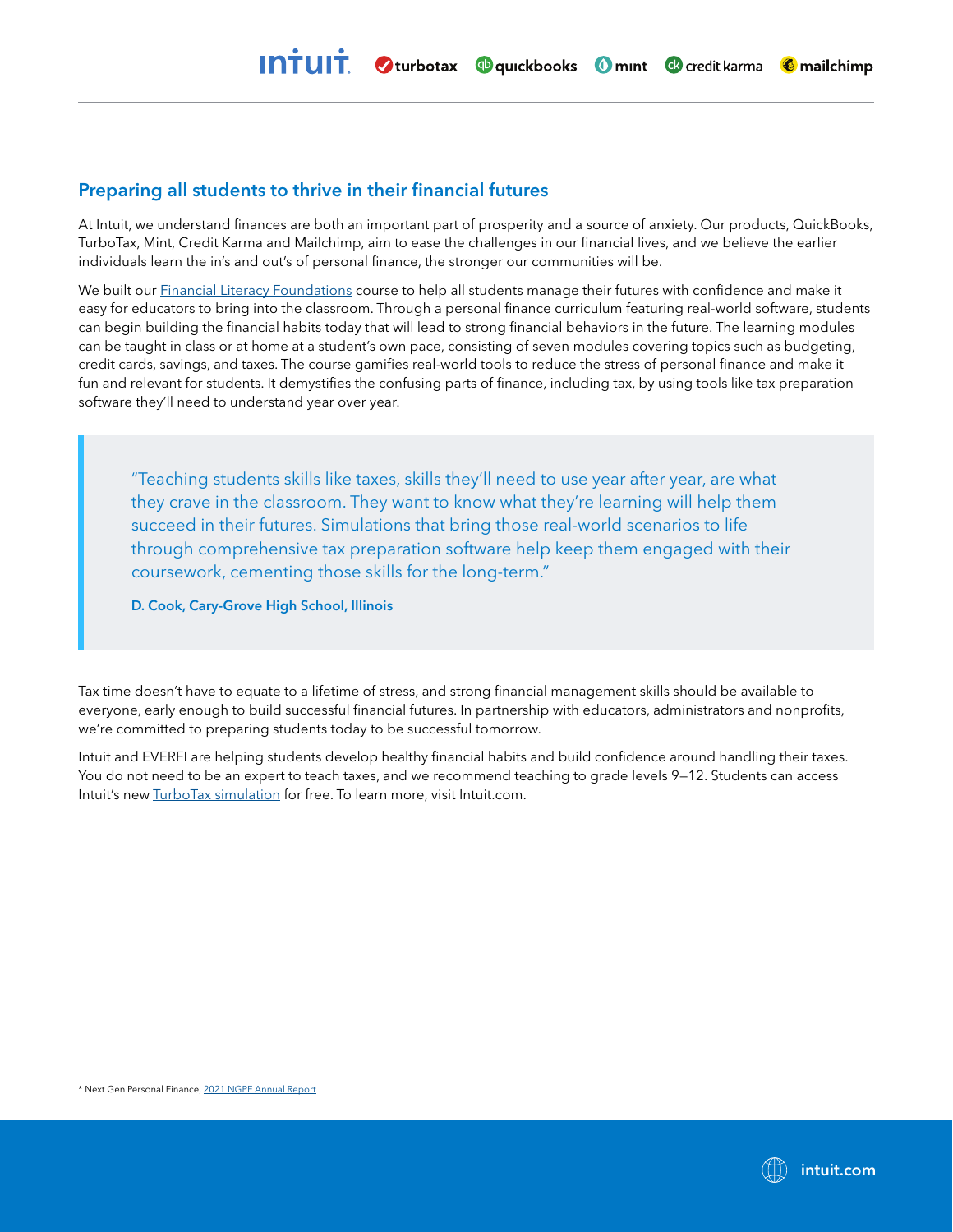## Preparing all students to thrive in their financial futures

At Intuit, we understand finances are both an important part of prosperity and a source of anxiety. Our products, QuickBooks, TurboTax, Mint, Credit Karma and Mailchimp, aim to ease the challenges in our financial lives, and we believe the earlier individuals learn the in's and out's of personal finance, the stronger our communities will be.

We built our Financial Literacy Foundations course to help all students manage their futures with confidence and make it easy for educators to bring into the classroom. Through a personal finance curriculum featuring real-world software, students can begin building the financial habits today that will lead to strong financial behaviors in the future. The learning modules can be taught in class or at home at a student's own pace, consisting of seven modules covering topics such as budgeting, credit cards, savings, and taxes. The course gamifies real-world tools to reduce the stress of personal finance and make it fun and relevant for students. It demystifies the confusing parts of finance, including tax, by using tools like tax preparation software they'll need to understand year over year.

> "Teaching students skills like taxes, skills they'll need to use year after year, are what they crave in the classroom. They want to know what they're learning will help them succeed in their futures. Simulations that bring those real-world scenarios to life through comprehensive tax preparation software help keep them engaged with their coursework, cementing those skills for the long-term."
>
> **D. Cook, Cary-Grove High School, Illinois**

Tax time doesn't have to equate to a lifetime of stress, and strong financial management skills should be available to everyone, early enough to build successful financial futures. In partnership with educators, administrators and nonprofits, we're committed to preparing students today to be successful tomorrow.

Intuit and EVERFI are helping students develop healthy financial habits and build confidence around handling their taxes. You do not need to be an expert to teach taxes, and we recommend teaching to grade levels 9–12. Students can access Intuit's new TurboTax simulation for free. To learn more, visit Intuit.com.

* Next Gen Personal Finance, 2021 NGPF Annual Report